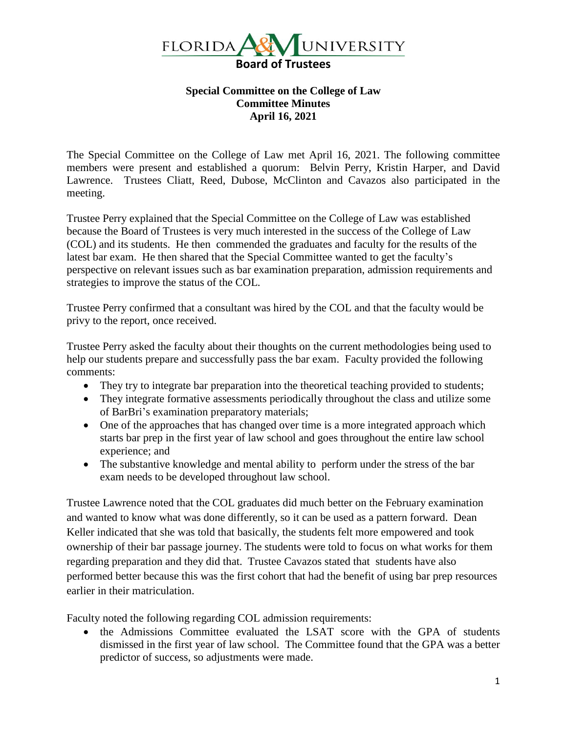FLORIDA A&M UNIVERSITY
**Board of Trustees**

**Special Committee on the College of Law**
**Committee Minutes**
**April 16, 2021**

The Special Committee on the College of Law met April 16, 2021. The following committee members were present and established a quorum: Belvin Perry, Kristin Harper, and David Lawrence. Trustees Cliatt, Reed, Dubose, McClinton and Cavazos also participated in the meeting.

Trustee Perry explained that the Special Committee on the College of Law was established because the Board of Trustees is very much interested in the success of the College of Law (COL) and its students. He then commended the graduates and faculty for the results of the latest bar exam. He then shared that the Special Committee wanted to get the faculty's perspective on relevant issues such as bar examination preparation, admission requirements and strategies to improve the status of the COL.

Trustee Perry confirmed that a consultant was hired by the COL and that the faculty would be privy to the report, once received.

Trustee Perry asked the faculty about their thoughts on the current methodologies being used to help our students prepare and successfully pass the bar exam. Faculty provided the following comments:

- They try to integrate bar preparation into the theoretical teaching provided to students;
- They integrate formative assessments periodically throughout the class and utilize some of BarBri's examination preparatory materials;
- One of the approaches that has changed over time is a more integrated approach which starts bar prep in the first year of law school and goes throughout the entire law school experience; and
- The substantive knowledge and mental ability to perform under the stress of the bar exam needs to be developed throughout law school.

Trustee Lawrence noted that the COL graduates did much better on the February examination and wanted to know what was done differently, so it can be used as a pattern forward. Dean Keller indicated that she was told that basically, the students felt more empowered and took ownership of their bar passage journey. The students were told to focus on what works for them regarding preparation and they did that. Trustee Cavazos stated that students have also performed better because this was the first cohort that had the benefit of using bar prep resources earlier in their matriculation.

Faculty noted the following regarding COL admission requirements:

- the Admissions Committee evaluated the LSAT score with the GPA of students dismissed in the first year of law school. The Committee found that the GPA was a better predictor of success, so adjustments were made.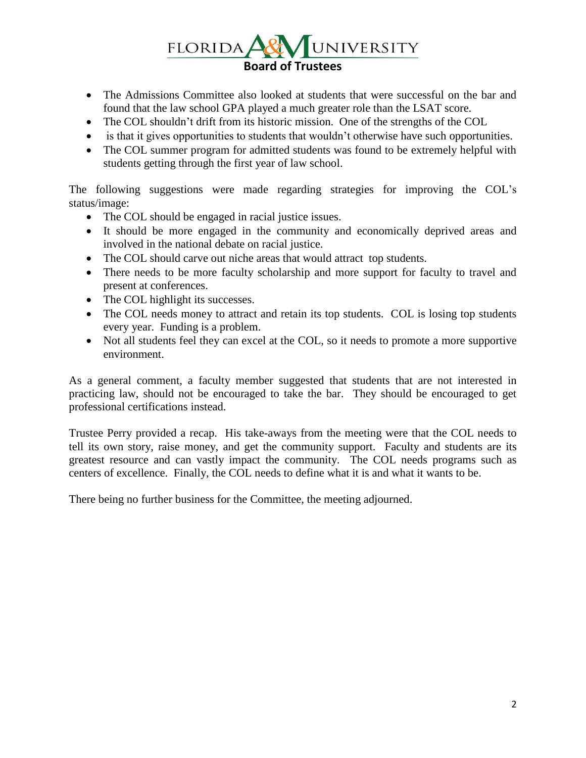- The Admissions Committee also looked at students that were successful on the bar and found that the law school GPA played a much greater role than the LSAT score.
- The COL shouldn't drift from its historic mission. One of the strengths of the COL
- is that it gives opportunities to students that wouldn't otherwise have such opportunities.
- The COL summer program for admitted students was found to be extremely helpful with students getting through the first year of law school.

The following suggestions were made regarding strategies for improving the COL's status/image:

- The COL should be engaged in racial justice issues.
- It should be more engaged in the community and economically deprived areas and involved in the national debate on racial justice.
- The COL should carve out niche areas that would attract top students.
- There needs to be more faculty scholarship and more support for faculty to travel and present at conferences.
- The COL highlight its successes.
- The COL needs money to attract and retain its top students. COL is losing top students every year. Funding is a problem.
- Not all students feel they can excel at the COL, so it needs to promote a more supportive environment.

As a general comment, a faculty member suggested that students that are not interested in practicing law, should not be encouraged to take the bar. They should be encouraged to get professional certifications instead.

Trustee Perry provided a recap. His take-aways from the meeting were that the COL needs to tell its own story, raise money, and get the community support. Faculty and students are its greatest resource and can vastly impact the community. The COL needs programs such as centers of excellence. Finally, the COL needs to define what it is and what it wants to be.

There being no further business for the Committee, the meeting adjourned.